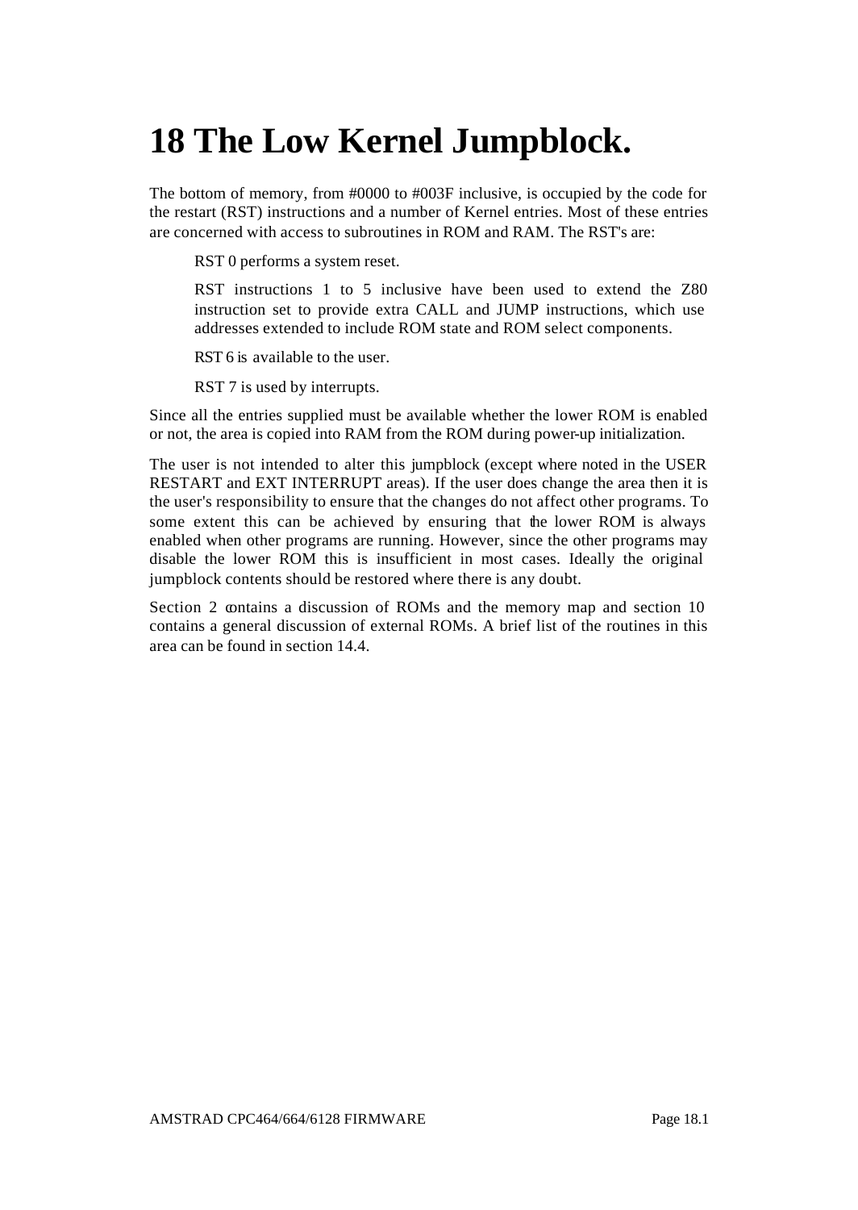# 18 The Low Kernel Jumpblock.

The bottom of memory, from #0000 to #003F inclusive, is occupied by the code for the restart (RST) instructions and a number of Kernel entries. Most of these entries are concerned with access to subroutines in ROM and RAM. The RST's are:

> RST 0 performs a system reset.
>
> RST instructions 1 to 5 inclusive have been used to extend the Z80 instruction set to provide extra CALL and JUMP instructions, which use addresses extended to include ROM state and ROM select components.
>
> RST 6 is available to the user.
>
> RST 7 is used by interrupts.

Since all the entries supplied must be available whether the lower ROM is enabled or not, the area is copied into RAM from the ROM during power-up initialization.

The user is not intended to alter this jumpblock (except where noted in the USER RESTART and EXT INTERRUPT areas). If the user does change the area then it is the user's responsibility to ensure that the changes do not affect other programs. To some extent this can be achieved by ensuring that the lower ROM is always enabled when other programs are running. However, since the other programs may disable the lower ROM this is insufficient in most cases. Ideally the original jumpblock contents should be restored where there is any doubt.

Section 2 contains a discussion of ROMs and the memory map and section 10 contains a general discussion of external ROMs. A brief list of the routines in this area can be found in section 14.4.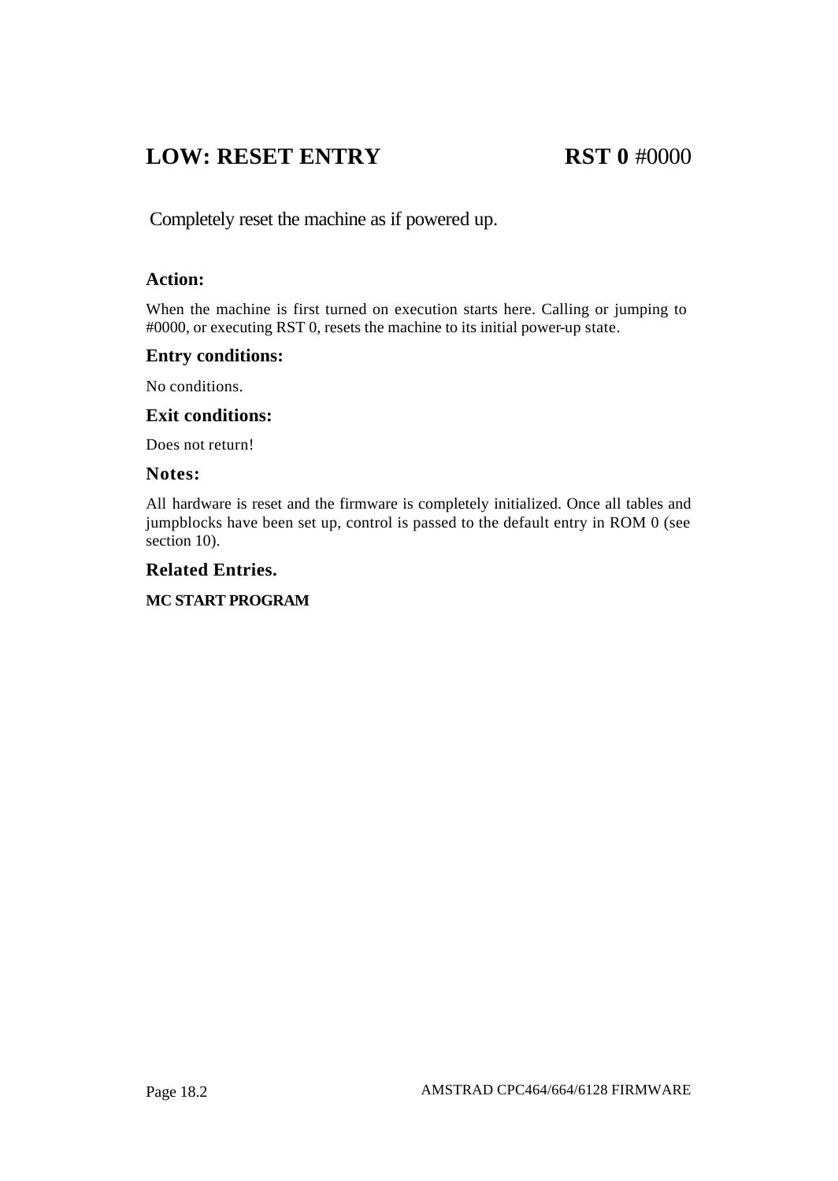# LOW: RESET ENTRY **RST 0** #0000

Completely reset the machine as if powered up.

### Action:

When the machine is first turned on execution starts here. Calling or jumping to #0000, or executing RST 0, resets the machine to its initial power-up state.

### Entry conditions:

No conditions.

### Exit conditions:

Does not return!

### Notes:

All hardware is reset and the firmware is completely initialized. Once all tables and jumpblocks have been set up, control is passed to the default entry in ROM 0 (see section 10).

### Related Entries.

**MC START PROGRAM**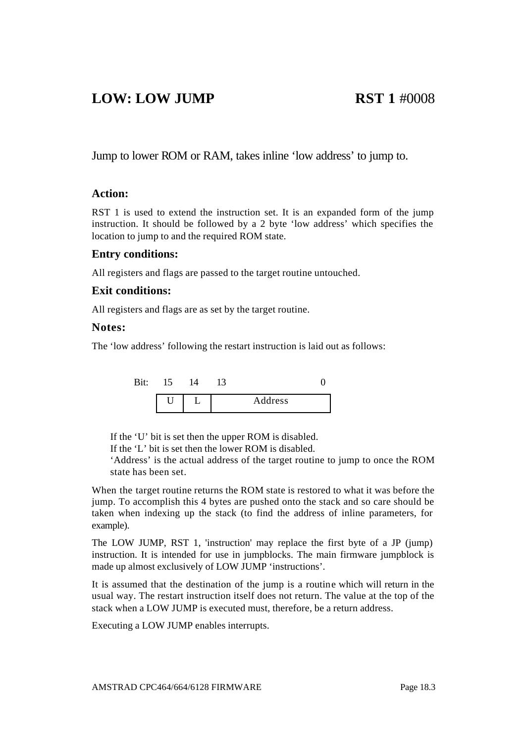# LOW: LOW JUMP — RST 1 #0008

Jump to lower ROM or RAM, takes inline 'low address' to jump to.

### Action:

RST 1 is used to extend the instruction set. It is an expanded form of the jump instruction. It should be followed by a 2 byte 'low address' which specifies the location to jump to and the required ROM state.

### Entry conditions:

All registers and flags are passed to the target routine untouched.

### Exit conditions:

All registers and flags are as set by the target routine.

### Notes:

The 'low address' following the restart instruction is laid out as follows:

| Bit: | 15 | 14 | 13 ... 0 |
|---|---|---|---|
| | U | L | Address |

If the 'U' bit is set then the upper ROM is disabled.
If the 'L' bit is set then the lower ROM is disabled.
'Address' is the actual address of the target routine to jump to once the ROM state has been set.

When the target routine returns the ROM state is restored to what it was before the jump. To accomplish this 4 bytes are pushed onto the stack and so care should be taken when indexing up the stack (to find the address of inline parameters, for example).

The LOW JUMP, RST 1, 'instruction' may replace the first byte of a JP (jump) instruction. It is intended for use in jumpblocks. The main firmware jumpblock is made up almost exclusively of LOW JUMP 'instructions'.

It is assumed that the destination of the jump is a routine which will return in the usual way. The restart instruction itself does not return. The value at the top of the stack when a LOW JUMP is executed must, therefore, be a return address.

Executing a LOW JUMP enables interrupts.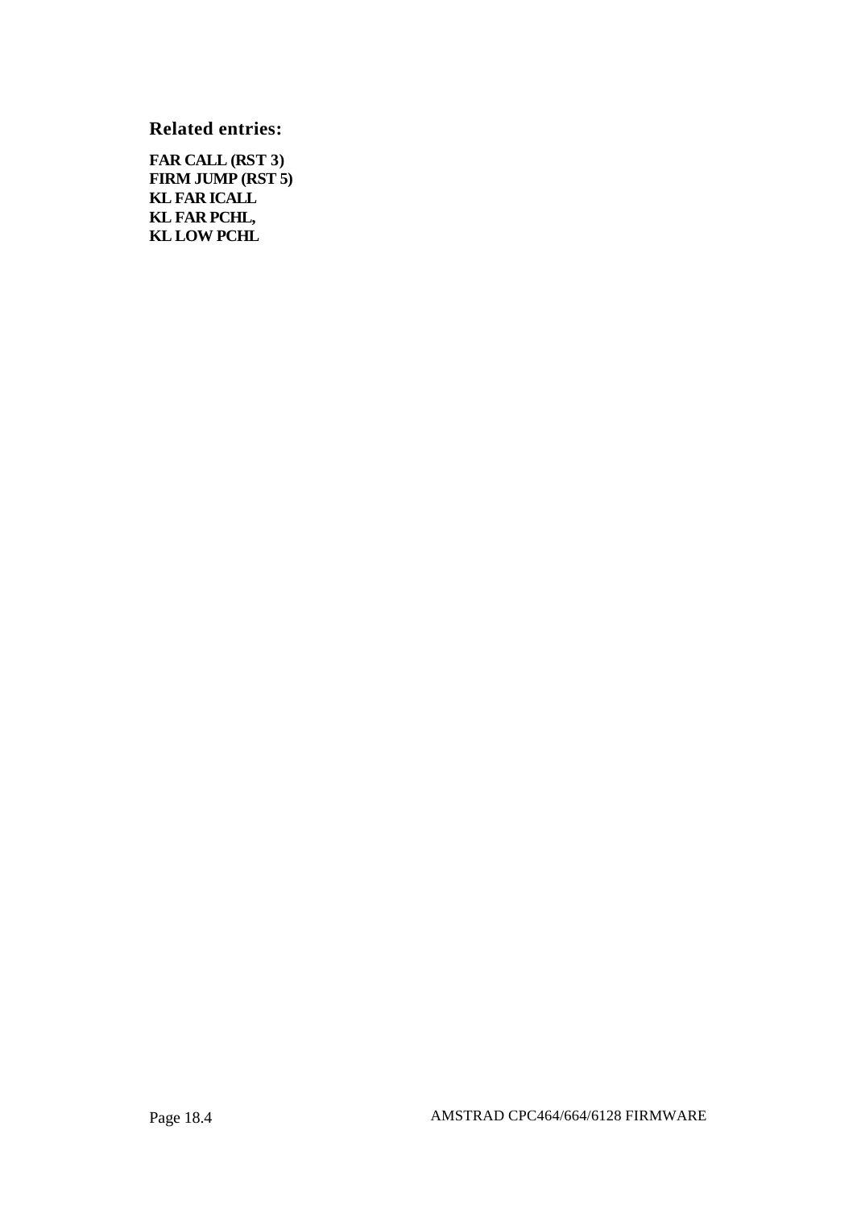## Related entries:

**FAR CALL (RST 3)**
**FIRM JUMP (RST 5)**
**KL FAR ICALL**
**KL FAR PCHL,**
**KL LOW PCHL**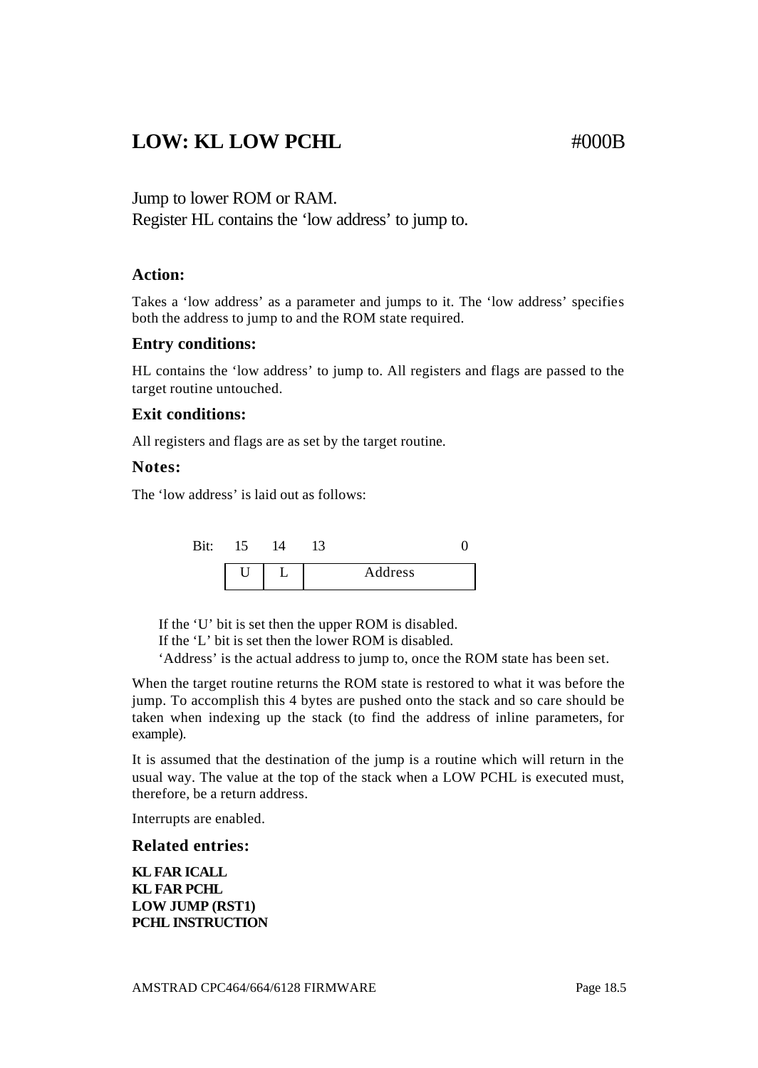# LOW: KL LOW PCHL #000B

Jump to lower ROM or RAM.
Register HL contains the 'low address' to jump to.

### Action:

Takes a 'low address' as a parameter and jumps to it. The 'low address' specifies both the address to jump to and the ROM state required.

### Entry conditions:

HL contains the 'low address' to jump to. All registers and flags are passed to the target routine untouched.

### Exit conditions:

All registers and flags are as set by the target routine.

### Notes:

The 'low address' is laid out as follows:

| Bit: 15 | 14 | 13 … 0 |
|---|---|---|
| U | L | Address |

If the 'U' bit is set then the upper ROM is disabled.
If the 'L' bit is set then the lower ROM is disabled.
'Address' is the actual address to jump to, once the ROM state has been set.

When the target routine returns the ROM state is restored to what it was before the jump. To accomplish this 4 bytes are pushed onto the stack and so care should be taken when indexing up the stack (to find the address of inline parameters, for example).

It is assumed that the destination of the jump is a routine which will return in the usual way. The value at the top of the stack when a LOW PCHL is executed must, therefore, be a return address.

Interrupts are enabled.

### Related entries:

**KL FAR ICALL**
**KL FAR PCHL**
**LOW JUMP (RST1)**
**PCHL INSTRUCTION**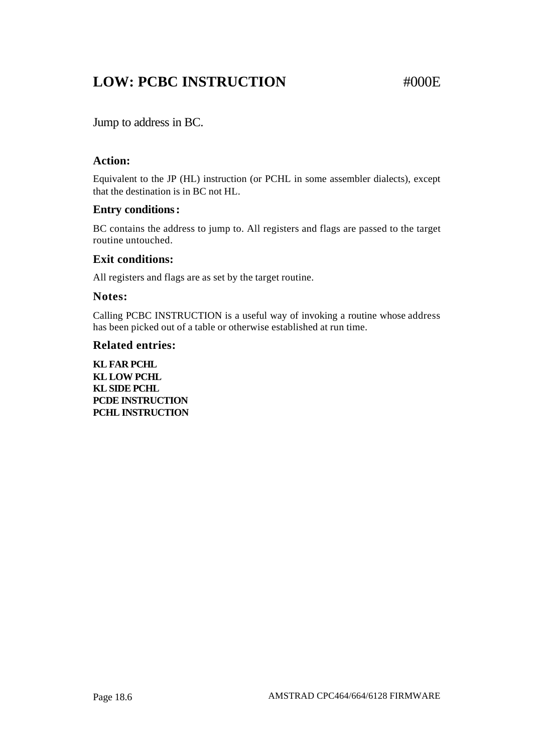# LOW: PCBC INSTRUCTION #000E

Jump to address in BC.

### Action:

Equivalent to the JP (HL) instruction (or PCHL in some assembler dialects), except that the destination is in BC not HL.

### Entry conditions:

BC contains the address to jump to. All registers and flags are passed to the target routine untouched.

### Exit conditions:

All registers and flags are as set by the target routine.

### Notes:

Calling PCBC INSTRUCTION is a useful way of invoking a routine whose address has been picked out of a table or otherwise established at run time.

### Related entries:

**KL FAR PCHL**
**KL LOW PCHL**
**KL SIDE PCHL**
**PCDE INSTRUCTION**
**PCHL INSTRUCTION**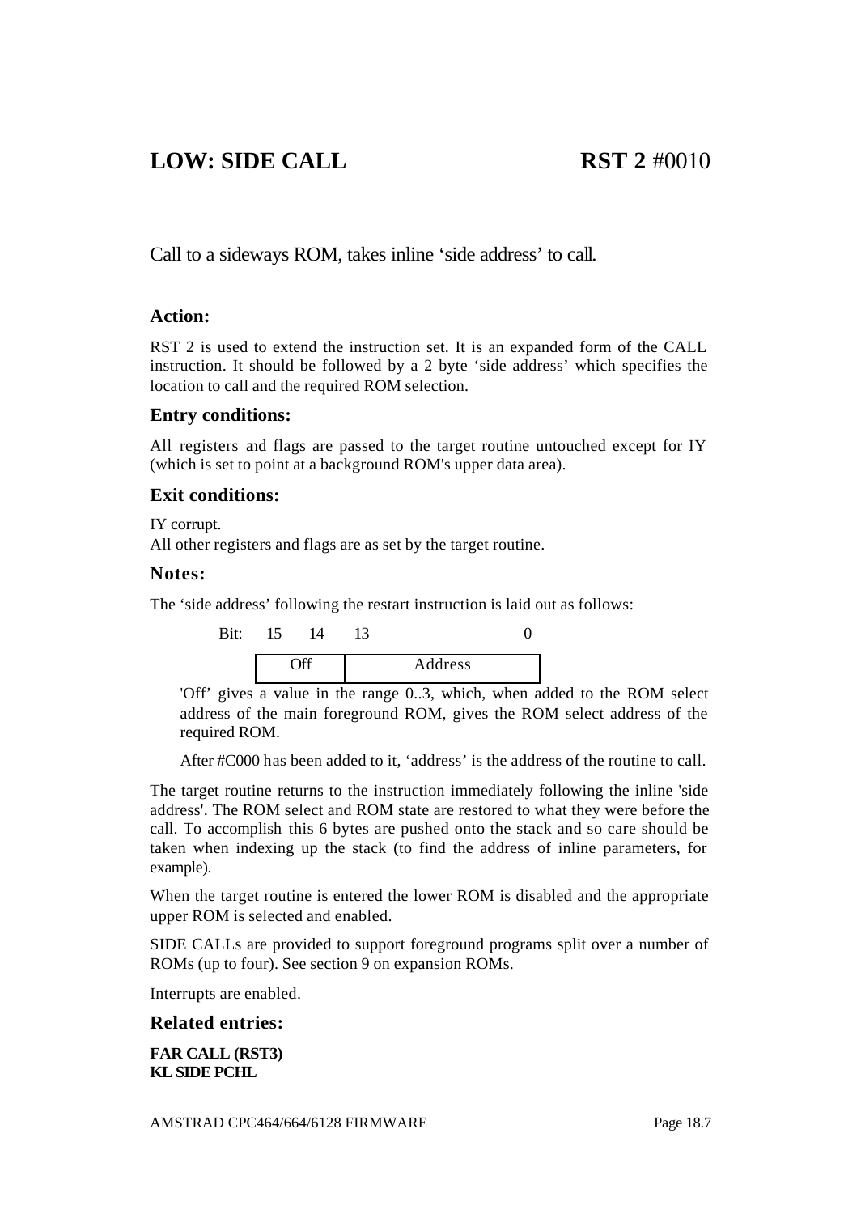# LOW: SIDE CALL **RST 2** #0010

Call to a sideways ROM, takes inline 'side address' to call.

### Action:

RST 2 is used to extend the instruction set. It is an expanded form of the CALL instruction. It should be followed by a 2 byte 'side address' which specifies the location to call and the required ROM selection.

### Entry conditions:

All registers and flags are passed to the target routine untouched except for IY (which is set to point at a background ROM's upper data area).

### Exit conditions:

IY corrupt.
All other registers and flags are as set by the target routine.

### Notes:

The 'side address' following the restart instruction is laid out as follows:

| Bit: 15 14 | 13 0 |
|---|---|
| Off | Address |

'Off' gives a value in the range 0..3, which, when added to the ROM select address of the main foreground ROM, gives the ROM select address of the required ROM.

After #C000 has been added to it, 'address' is the address of the routine to call.

The target routine returns to the instruction immediately following the inline 'side address'. The ROM select and ROM state are restored to what they were before the call. To accomplish this 6 bytes are pushed onto the stack and so care should be taken when indexing up the stack (to find the address of inline parameters, for example).

When the target routine is entered the lower ROM is disabled and the appropriate upper ROM is selected and enabled.

SIDE CALLs are provided to support foreground programs split over a number of ROMs (up to four). See section 9 on expansion ROMs.

Interrupts are enabled.

### Related entries:

**FAR CALL (RST3)**
**KL SIDE PCHL**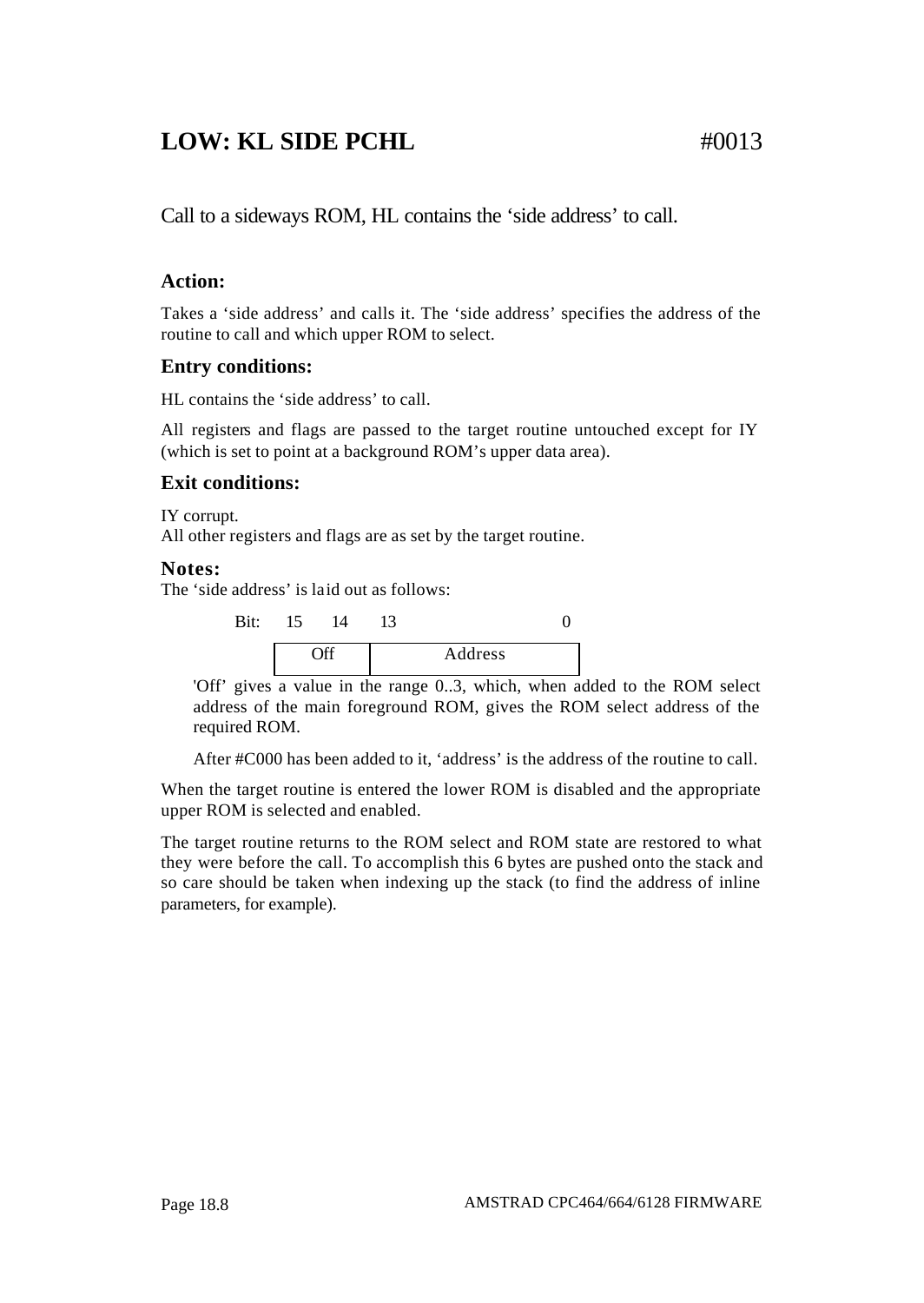## LOW: KL SIDE PCHL #0013

Call to a sideways ROM, HL contains the 'side address' to call.

### Action:

Takes a 'side address' and calls it. The 'side address' specifies the address of the routine to call and which upper ROM to select.

### Entry conditions:

HL contains the 'side address' to call.

All registers and flags are passed to the target routine untouched except for IY (which is set to point at a background ROM's upper data area).

### Exit conditions:

IY corrupt.
All other registers and flags are as set by the target routine.

### Notes:

The 'side address' is laid out as follows:

| Bit: 15 14 | 13 ... 0 |
|---|---|
| Off | Address |

'Off' gives a value in the range 0..3, which, when added to the ROM select address of the main foreground ROM, gives the ROM select address of the required ROM.

After #C000 has been added to it, 'address' is the address of the routine to call.

When the target routine is entered the lower ROM is disabled and the appropriate upper ROM is selected and enabled.

The target routine returns to the ROM select and ROM state are restored to what they were before the call. To accomplish this 6 bytes are pushed onto the stack and so care should be taken when indexing up the stack (to find the address of inline parameters, for example).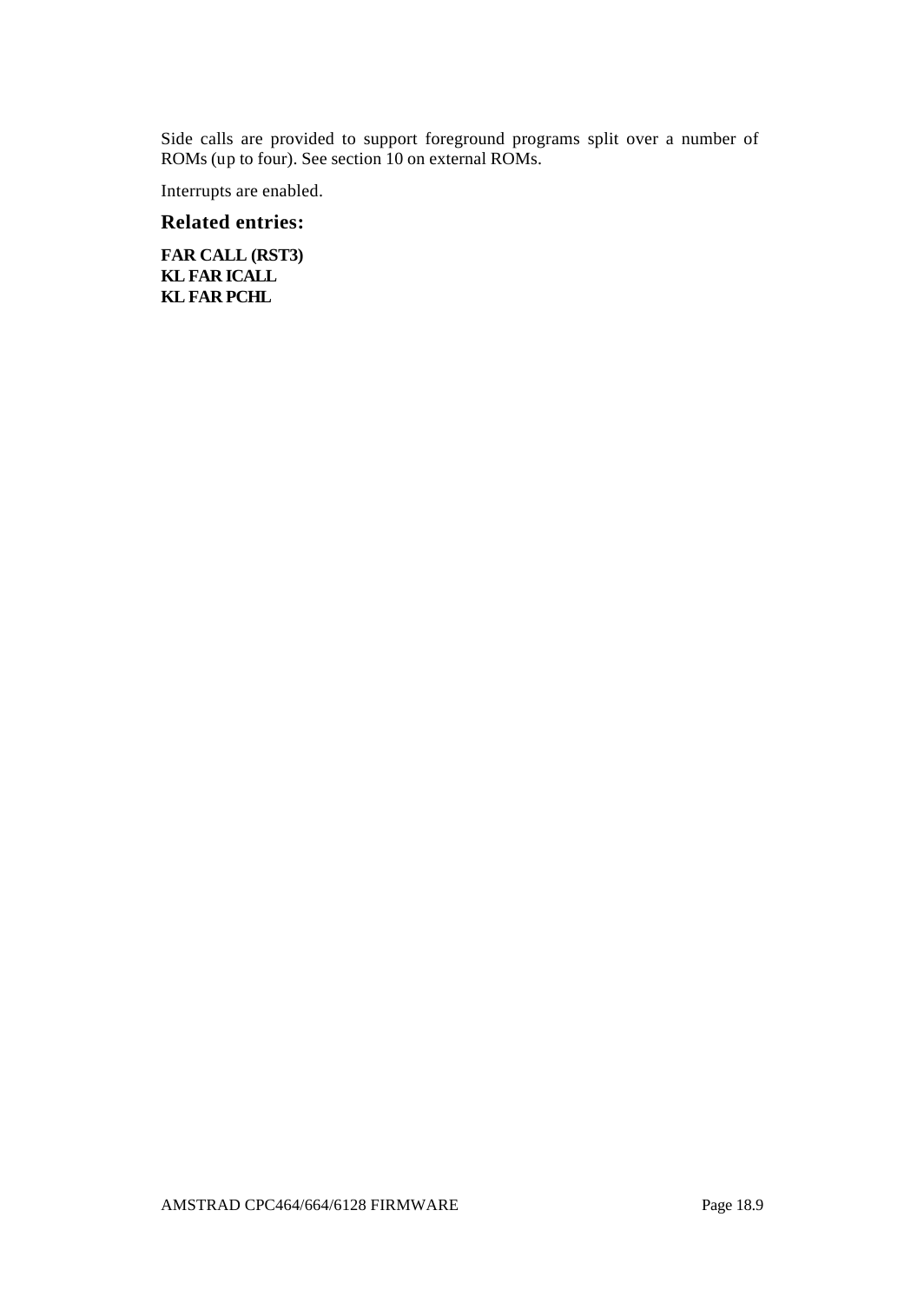Side calls are provided to support foreground programs split over a number of ROMs (up to four). See section 10 on external ROMs.

Interrupts are enabled.

### Related entries:

**FAR CALL (RST3)**
**KL FAR ICALL**
**KL FAR PCHL**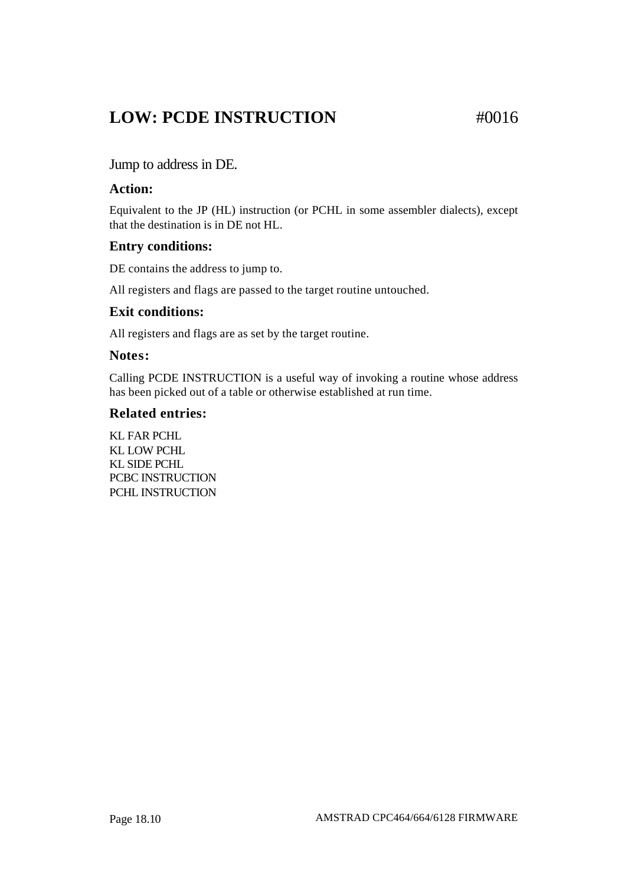# LOW: PCDE INSTRUCTION #0016

Jump to address in DE.

### Action:

Equivalent to the JP (HL) instruction (or PCHL in some assembler dialects), except that the destination is in DE not HL.

### Entry conditions:

DE contains the address to jump to.

All registers and flags are passed to the target routine untouched.

### Exit conditions:

All registers and flags are as set by the target routine.

### Notes:

Calling PCDE INSTRUCTION is a useful way of invoking a routine whose address has been picked out of a table or otherwise established at run time.

### Related entries:

KL FAR PCHL
KL LOW PCHL
KL SIDE PCHL
PCBC INSTRUCTION
PCHL INSTRUCTION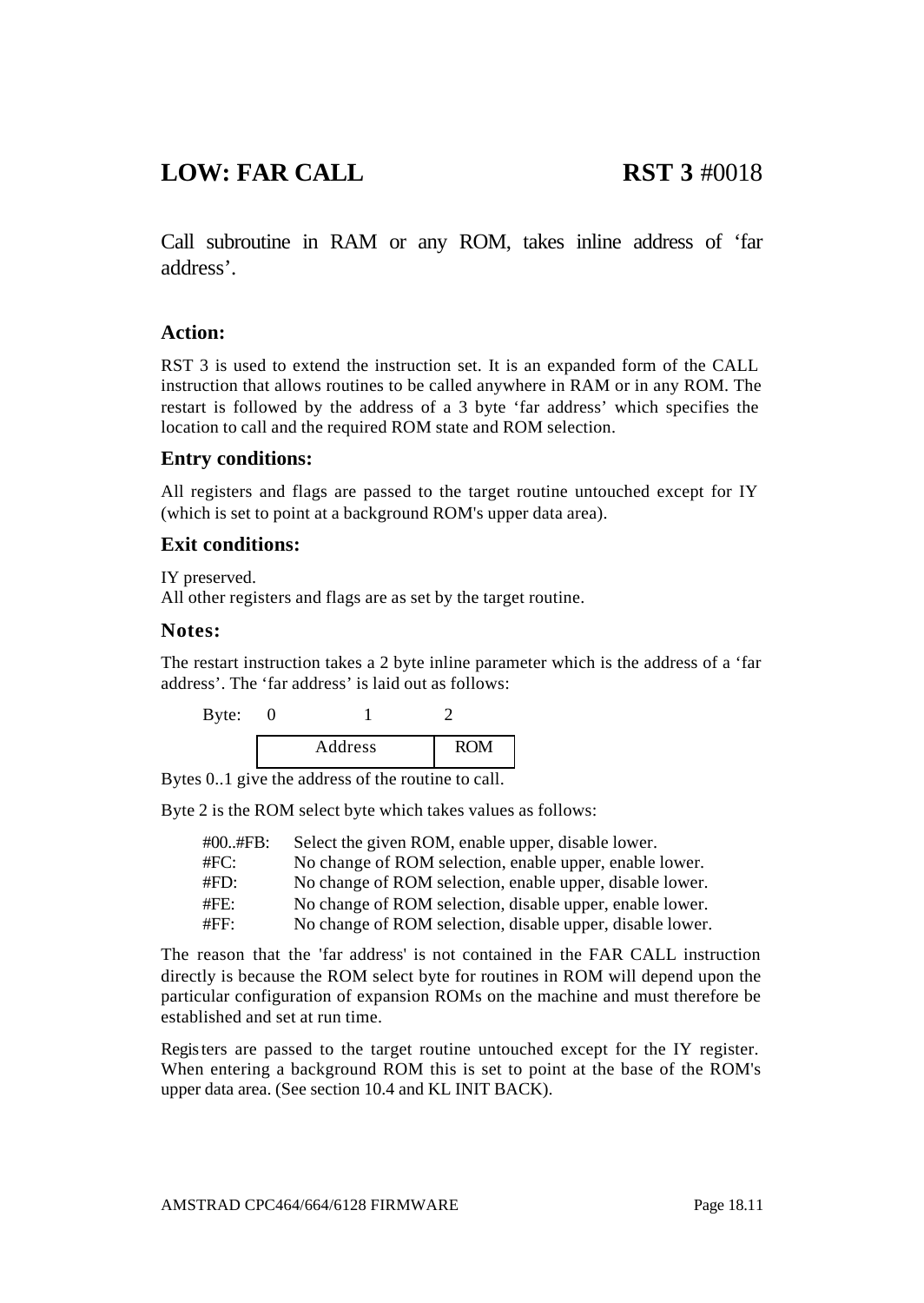# LOW: FAR CALL **RST 3** #0018

Call subroutine in RAM or any ROM, takes inline address of 'far address'.

### Action:

RST 3 is used to extend the instruction set. It is an expanded form of the CALL instruction that allows routines to be called anywhere in RAM or in any ROM. The restart is followed by the address of a 3 byte 'far address' which specifies the location to call and the required ROM state and ROM selection.

### Entry conditions:

All registers and flags are passed to the target routine untouched except for IY (which is set to point at a background ROM's upper data area).

### Exit conditions:

IY preserved.
All other registers and flags are as set by the target routine.

### Notes:

The restart instruction takes a 2 byte inline parameter which is the address of a 'far address'. The 'far address' is laid out as follows:

| Byte: | 0 | 1 | 2 |
|---|---|---|---|
| | Address | | ROM |

Bytes 0..1 give the address of the routine to call.

Byte 2 is the ROM select byte which takes values as follows:

| | |
|---|---|
| #00..#FB: | Select the given ROM, enable upper, disable lower. |
| #FC: | No change of ROM selection, enable upper, enable lower. |
| #FD: | No change of ROM selection, enable upper, disable lower. |
| #FE: | No change of ROM selection, disable upper, enable lower. |
| #FF: | No change of ROM selection, disable upper, disable lower. |

The reason that the 'far address' is not contained in the FAR CALL instruction directly is because the ROM select byte for routines in ROM will depend upon the particular configuration of expansion ROMs on the machine and must therefore be established and set at run time.

Registers are passed to the target routine untouched except for the IY register. When entering a background ROM this is set to point at the base of the ROM's upper data area. (See section 10.4 and KL INIT BACK).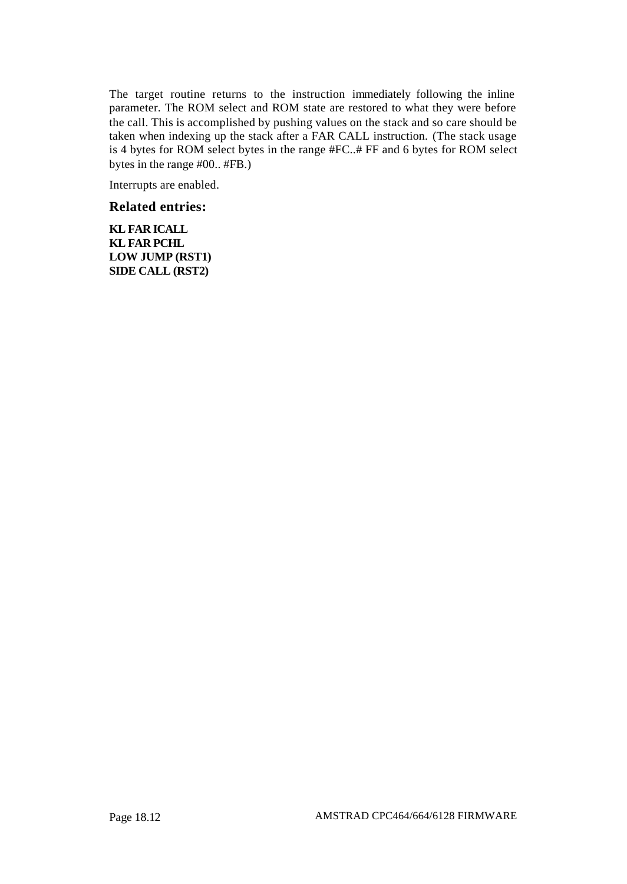The target routine returns to the instruction immediately following the inline parameter. The ROM select and ROM state are restored to what they were before the call. This is accomplished by pushing values on the stack and so care should be taken when indexing up the stack after a FAR CALL instruction. (The stack usage is 4 bytes for ROM select bytes in the range #FC..# FF and 6 bytes for ROM select bytes in the range #00.. #FB.)

Interrupts are enabled.

### Related entries:

**KL FAR ICALL**
**KL FAR PCHL**
**LOW JUMP (RST1)**
**SIDE CALL (RST2)**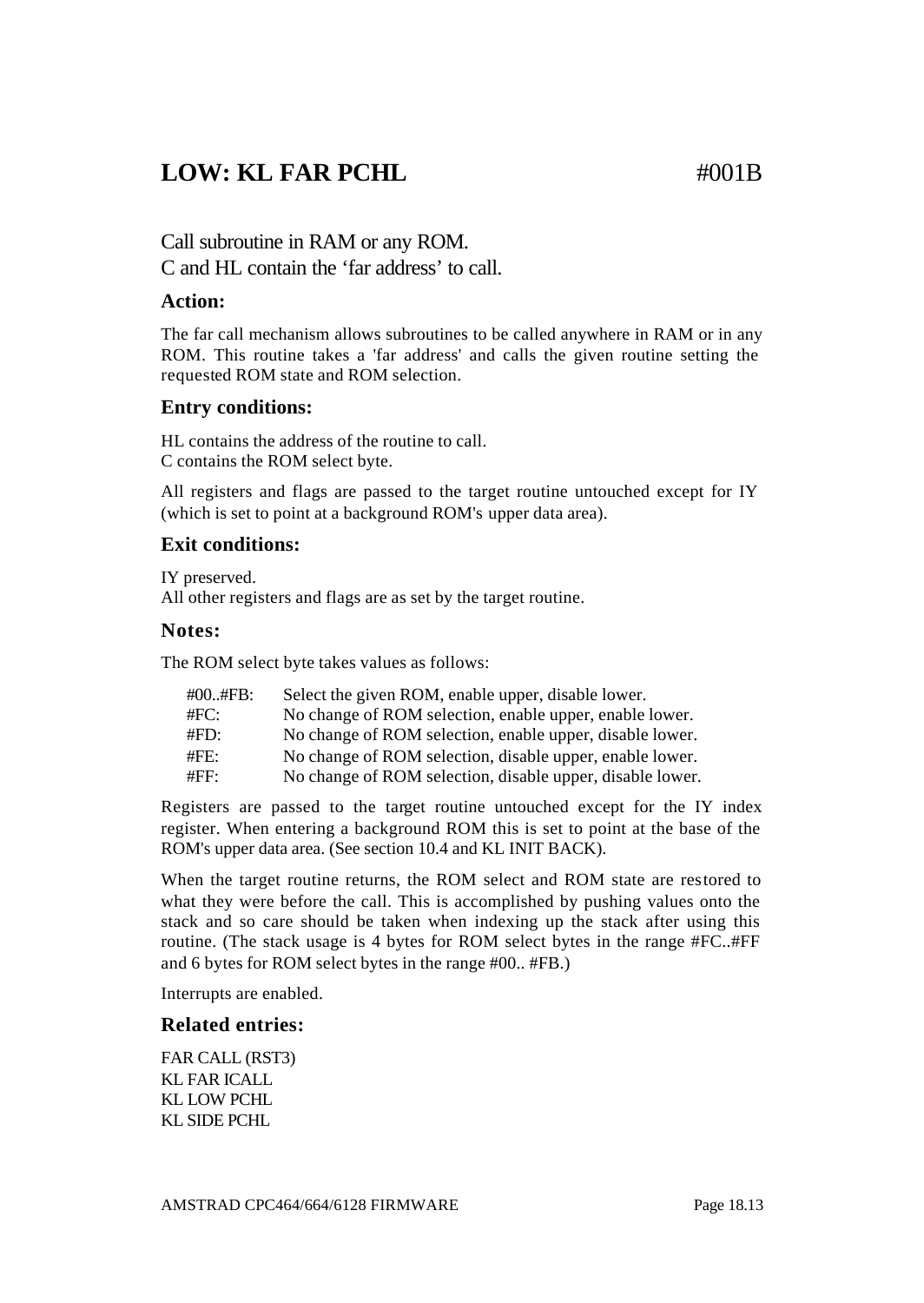# LOW: KL FAR PCHL #001B

Call subroutine in RAM or any ROM.
C and HL contain the 'far address' to call.

### Action:

The far call mechanism allows subroutines to be called anywhere in RAM or in any ROM. This routine takes a 'far address' and calls the given routine setting the requested ROM state and ROM selection.

### Entry conditions:

HL contains the address of the routine to call.
C contains the ROM select byte.

All registers and flags are passed to the target routine untouched except for IY (which is set to point at a background ROM's upper data area).

### Exit conditions:

IY preserved.
All other registers and flags are as set by the target routine.

### Notes:

The ROM select byte takes values as follows:

| | |
|---|---|
| #00..#FB: | Select the given ROM, enable upper, disable lower. |
| #FC: | No change of ROM selection, enable upper, enable lower. |
| #FD: | No change of ROM selection, enable upper, disable lower. |
| #FE: | No change of ROM selection, disable upper, enable lower. |
| #FF: | No change of ROM selection, disable upper, disable lower. |

Registers are passed to the target routine untouched except for the IY index register. When entering a background ROM this is set to point at the base of the ROM's upper data area. (See section 10.4 and KL INIT BACK).

When the target routine returns, the ROM select and ROM state are restored to what they were before the call. This is accomplished by pushing values onto the stack and so care should be taken when indexing up the stack after using this routine. (The stack usage is 4 bytes for ROM select bytes in the range #FC..#FF and 6 bytes for ROM select bytes in the range #00.. #FB.)

Interrupts are enabled.

### Related entries:

FAR CALL (RST3)
KL FAR ICALL
KL LOW PCHL
KL SIDE PCHL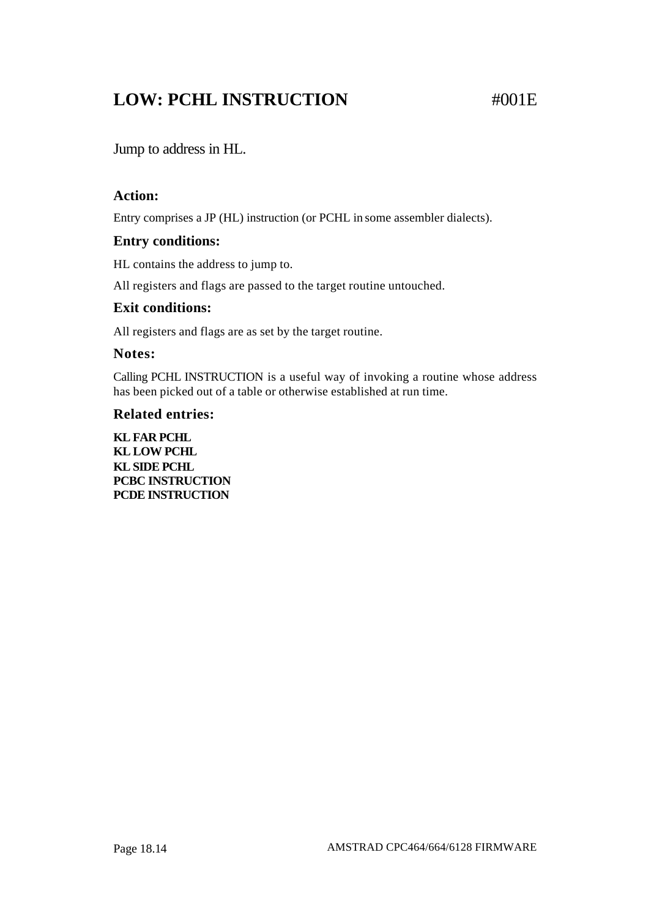# LOW: PCHL INSTRUCTION #001E

Jump to address in HL.

### Action:

Entry comprises a JP (HL) instruction (or PCHL in some assembler dialects).

### Entry conditions:

HL contains the address to jump to.

All registers and flags are passed to the target routine untouched.

### Exit conditions:

All registers and flags are as set by the target routine.

### Notes:

Calling PCHL INSTRUCTION is a useful way of invoking a routine whose address has been picked out of a table or otherwise established at run time.

### Related entries:

**KL FAR PCHL**
**KL LOW PCHL**
**KL SIDE PCHL**
**PCBC INSTRUCTION**
**PCDE INSTRUCTION**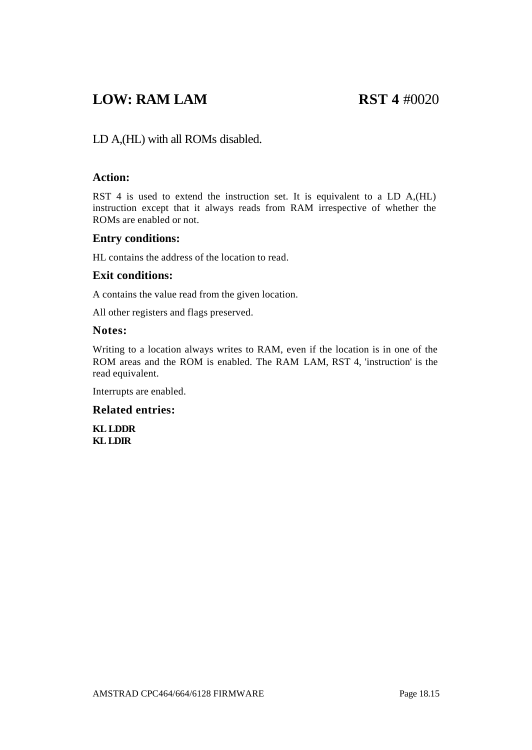# LOW: RAM LAM **RST 4** #0020

LD A,(HL) with all ROMs disabled.

### Action:

RST 4 is used to extend the instruction set. It is equivalent to a LD A,(HL) instruction except that it always reads from RAM irrespective of whether the ROMs are enabled or not.

### Entry conditions:

HL contains the address of the location to read.

### Exit conditions:

A contains the value read from the given location.

All other registers and flags preserved.

### Notes:

Writing to a location always writes to RAM, even if the location is in one of the ROM areas and the ROM is enabled. The RAM LAM, RST 4, 'instruction' is the read equivalent.

Interrupts are enabled.

### Related entries:

**KL LDDR**
**KL LDIR**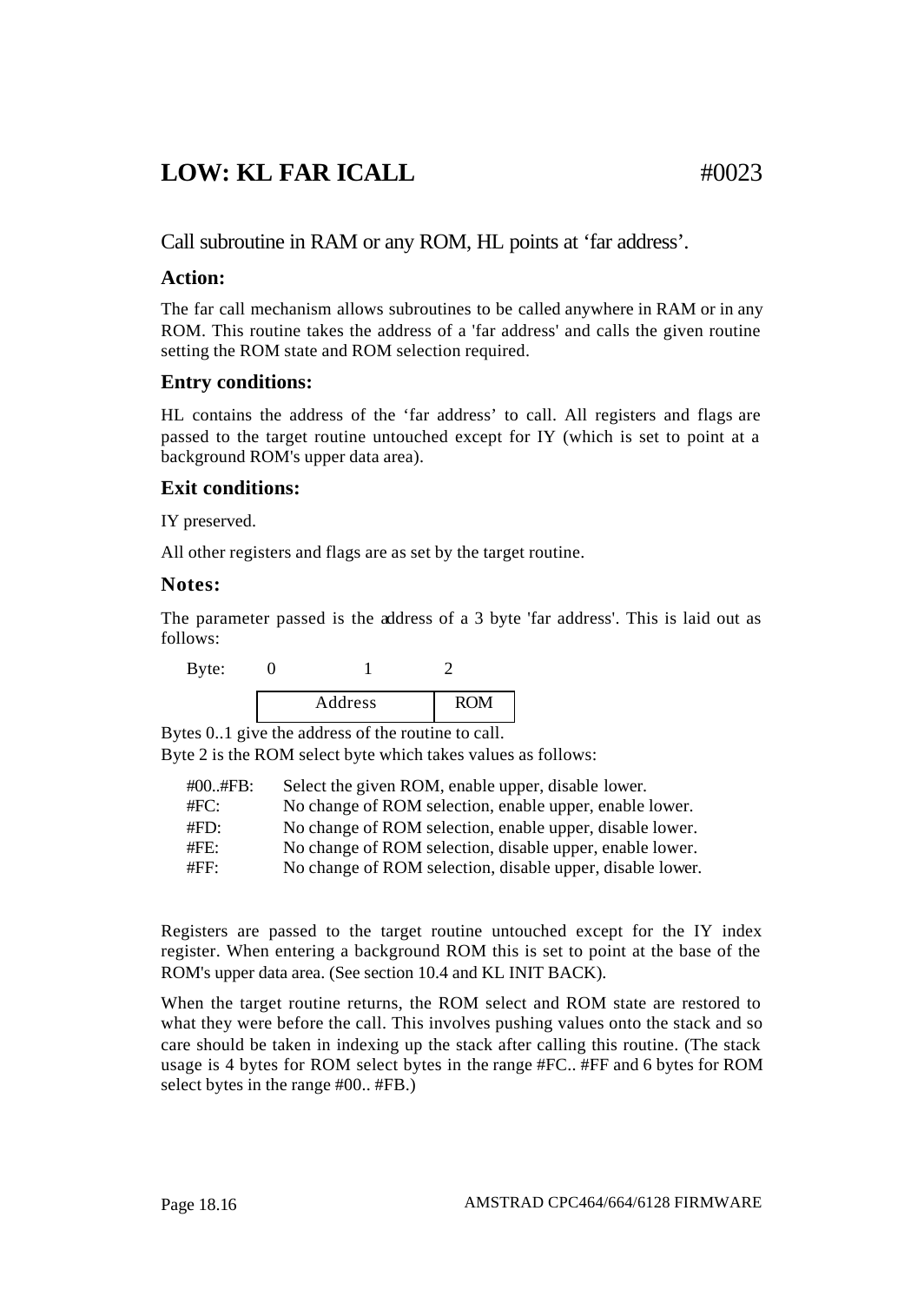# LOW: KL FAR ICALL #0023

Call subroutine in RAM or any ROM, HL points at 'far address'.

### Action:

The far call mechanism allows subroutines to be called anywhere in RAM or in any ROM. This routine takes the address of a 'far address' and calls the given routine setting the ROM state and ROM selection required.

### Entry conditions:

HL contains the address of the 'far address' to call. All registers and flags are passed to the target routine untouched except for IY (which is set to point at a background ROM's upper data area).

### Exit conditions:

IY preserved.

All other registers and flags are as set by the target routine.

### Notes:

The parameter passed is the address of a 3 byte 'far address'. This is laid out as follows:

| Byte: | 0 | 1 | 2 |
|---|---|---|---|
| | Address | | ROM |

Bytes 0..1 give the address of the routine to call.
Byte 2 is the ROM select byte which takes values as follows:

| | |
|---|---|
| #00..#FB: | Select the given ROM, enable upper, disable lower. |
| #FC: | No change of ROM selection, enable upper, enable lower. |
| #FD: | No change of ROM selection, enable upper, disable lower. |
| #FE: | No change of ROM selection, disable upper, enable lower. |
| #FF: | No change of ROM selection, disable upper, disable lower. |

Registers are passed to the target routine untouched except for the IY index register. When entering a background ROM this is set to point at the base of the ROM's upper data area. (See section 10.4 and KL INIT BACK).

When the target routine returns, the ROM select and ROM state are restored to what they were before the call. This involves pushing values onto the stack and so care should be taken in indexing up the stack after calling this routine. (The stack usage is 4 bytes for ROM select bytes in the range #FC.. #FF and 6 bytes for ROM select bytes in the range #00.. #FB.)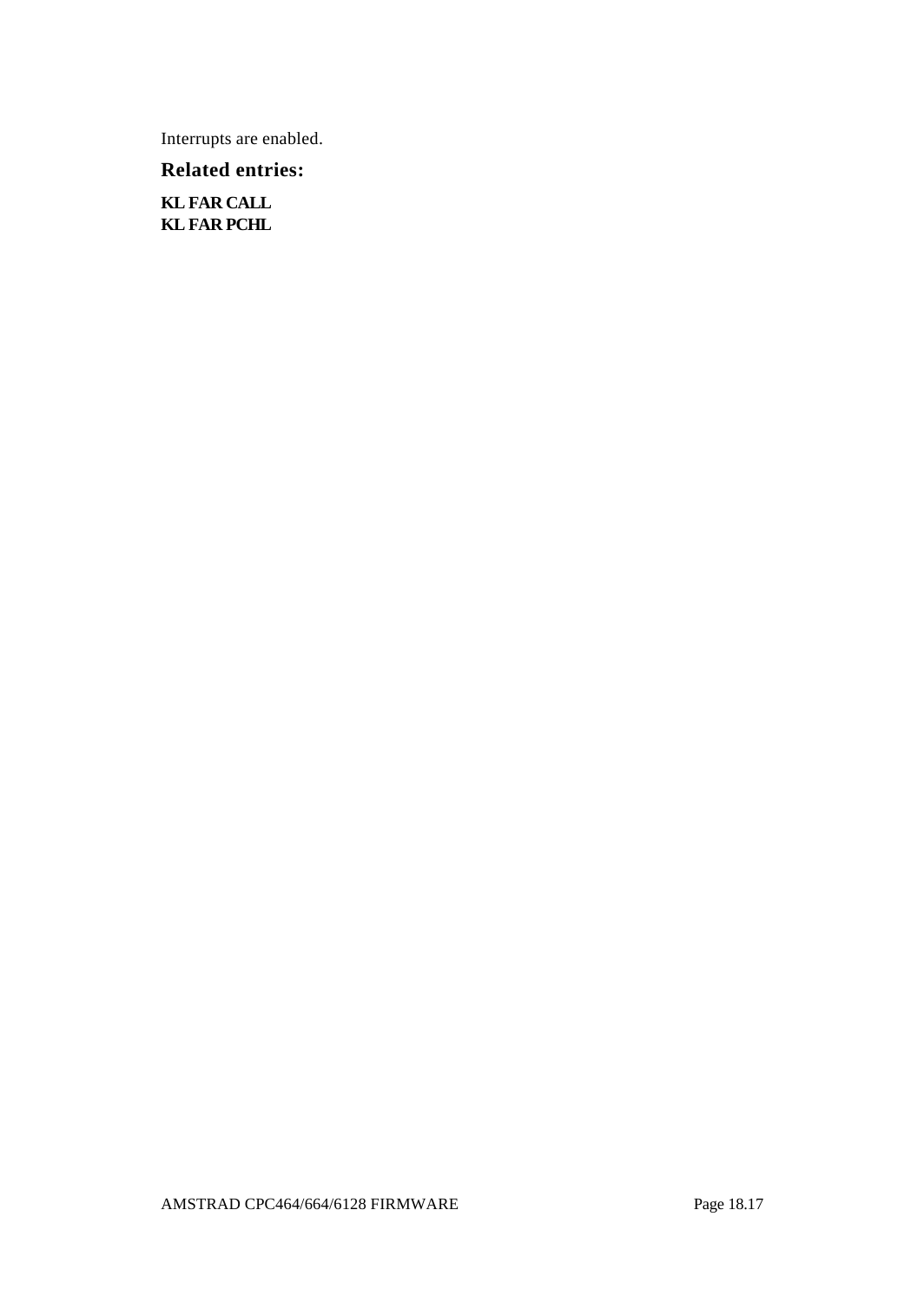Interrupts are enabled.

### Related entries:

**KL FAR CALL**
**KL FAR PCHL**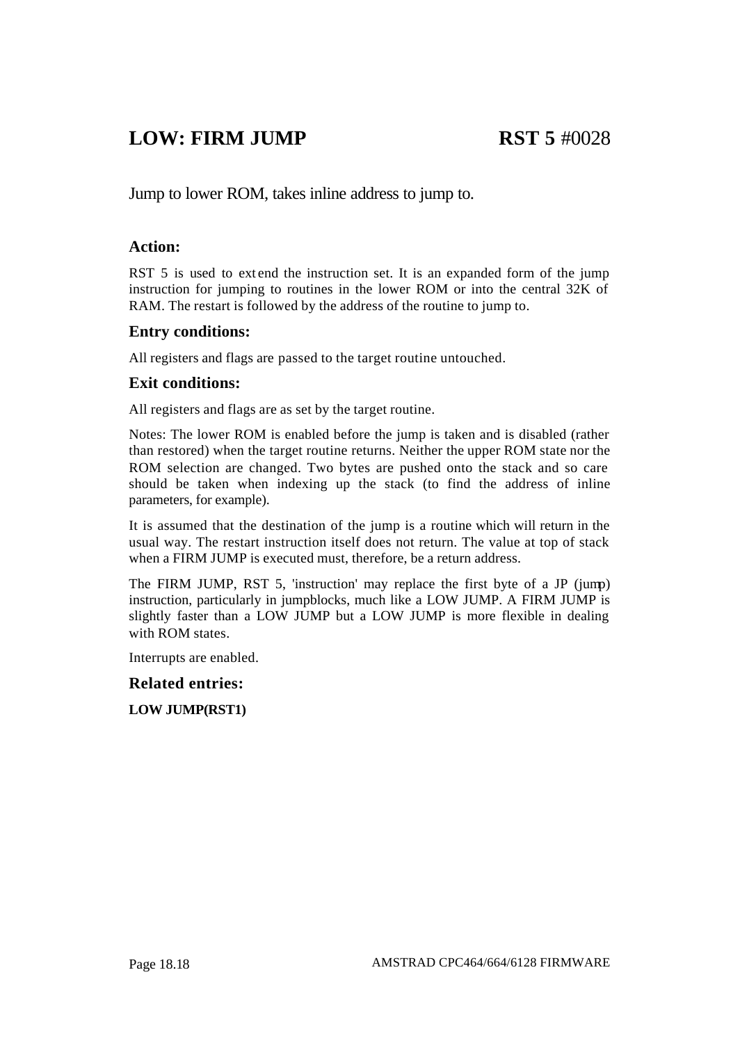# LOW: FIRM JUMP **RST 5** #0028

Jump to lower ROM, takes inline address to jump to.

### Action:

RST 5 is used to extend the instruction set. It is an expanded form of the jump instruction for jumping to routines in the lower ROM or into the central 32K of RAM. The restart is followed by the address of the routine to jump to.

### Entry conditions:

All registers and flags are passed to the target routine untouched.

### Exit conditions:

All registers and flags are as set by the target routine.

Notes: The lower ROM is enabled before the jump is taken and is disabled (rather than restored) when the target routine returns. Neither the upper ROM state nor the ROM selection are changed. Two bytes are pushed onto the stack and so care should be taken when indexing up the stack (to find the address of inline parameters, for example).

It is assumed that the destination of the jump is a routine which will return in the usual way. The restart instruction itself does not return. The value at top of stack when a FIRM JUMP is executed must, therefore, be a return address.

The FIRM JUMP, RST 5, 'instruction' may replace the first byte of a JP (jump) instruction, particularly in jumpblocks, much like a LOW JUMP. A FIRM JUMP is slightly faster than a LOW JUMP but a LOW JUMP is more flexible in dealing with ROM states.

Interrupts are enabled.

### Related entries:

**LOW JUMP(RST1)**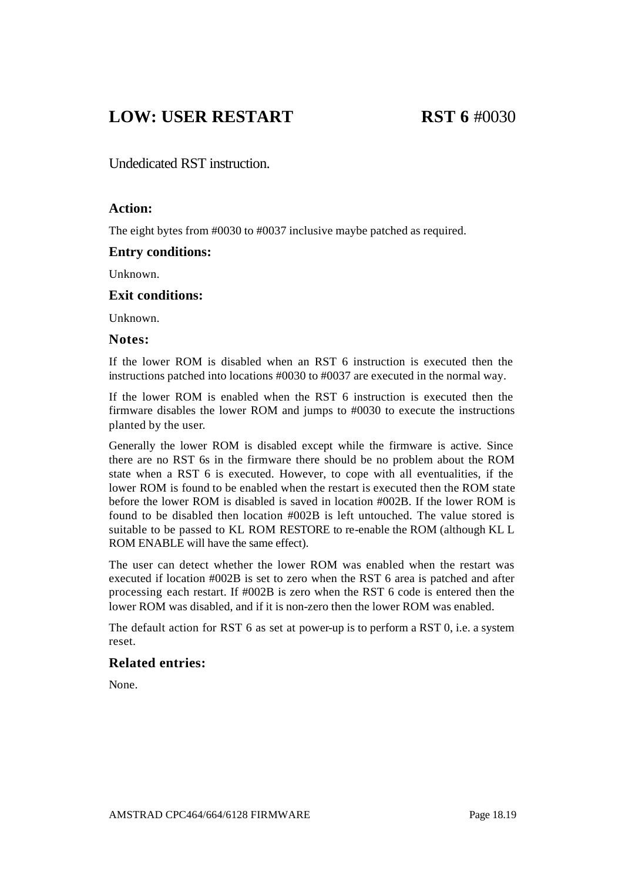# LOW: USER RESTART **RST 6** #0030

Undedicated RST instruction.

### Action:

The eight bytes from #0030 to #0037 inclusive maybe patched as required.

### Entry conditions:

Unknown.

### Exit conditions:

Unknown.

### Notes:

If the lower ROM is disabled when an RST 6 instruction is executed then the instructions patched into locations #0030 to #0037 are executed in the normal way.

If the lower ROM is enabled when the RST 6 instruction is executed then the firmware disables the lower ROM and jumps to #0030 to execute the instructions planted by the user.

Generally the lower ROM is disabled except while the firmware is active. Since there are no RST 6s in the firmware there should be no problem about the ROM state when a RST 6 is executed. However, to cope with all eventualities, if the lower ROM is found to be enabled when the restart is executed then the ROM state before the lower ROM is disabled is saved in location #002B. If the lower ROM is found to be disabled then location #002B is left untouched. The value stored is suitable to be passed to KL ROM RESTORE to re-enable the ROM (although KL L ROM ENABLE will have the same effect).

The user can detect whether the lower ROM was enabled when the restart was executed if location #002B is set to zero when the RST 6 area is patched and after processing each restart. If #002B is zero when the RST 6 code is entered then the lower ROM was disabled, and if it is non-zero then the lower ROM was enabled.

The default action for RST 6 as set at power-up is to perform a RST 0, i.e. a system reset.

### Related entries:

None.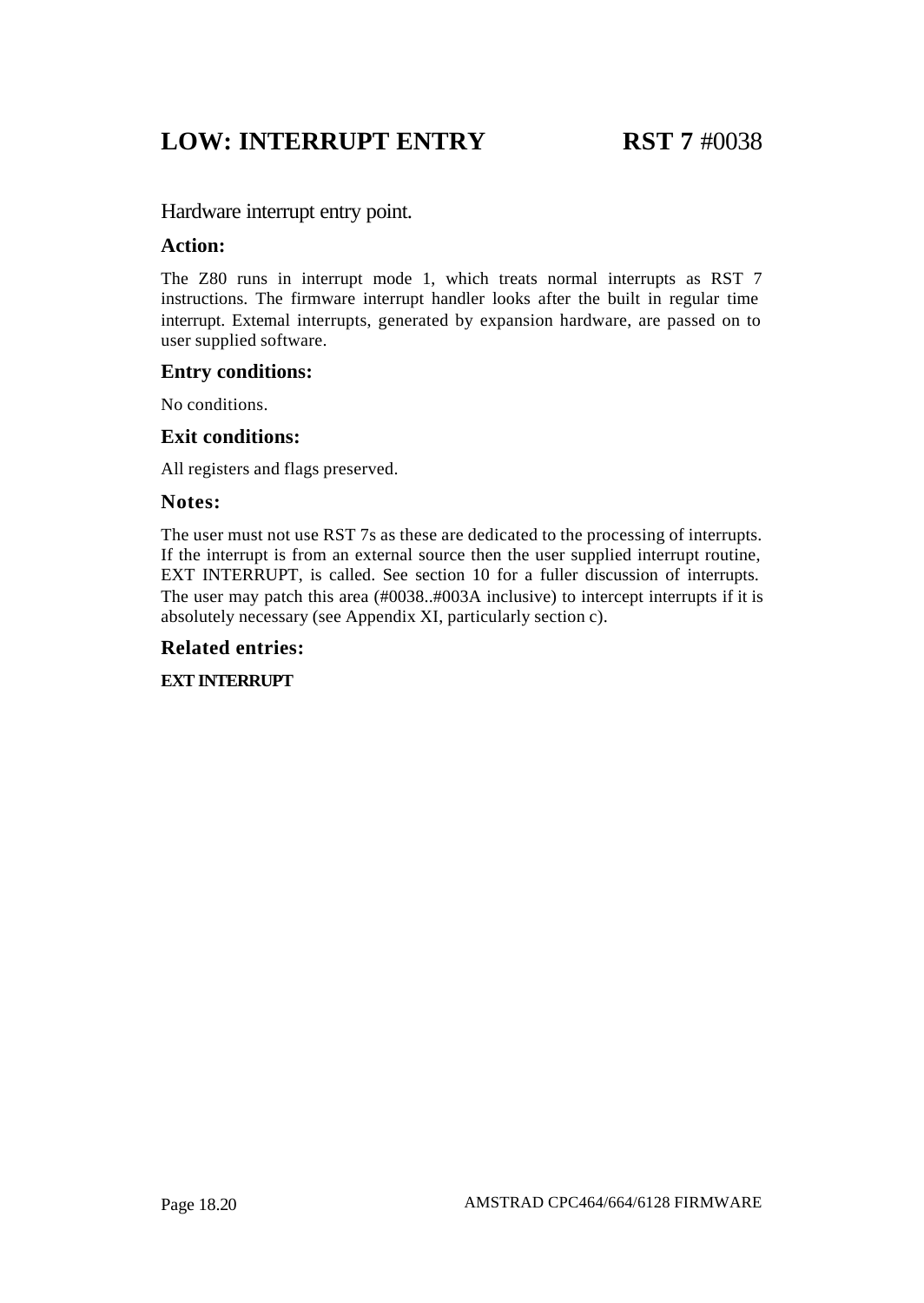# LOW: INTERRUPT ENTRY RST 7 #0038

Hardware interrupt entry point.

### Action:

The Z80 runs in interrupt mode 1, which treats normal interrupts as RST 7 instructions. The firmware interrupt handler looks after the built in regular time interrupt. Extemal interrupts, generated by expansion hardware, are passed on to user supplied software.

### Entry conditions:

No conditions.

### Exit conditions:

All registers and flags preserved.

### Notes:

The user must not use RST 7s as these are dedicated to the processing of interrupts. If the interrupt is from an external source then the user supplied interrupt routine, EXT INTERRUPT, is called. See section 10 for a fuller discussion of interrupts. The user may patch this area (#0038..#003A inclusive) to intercept interrupts if it is absolutely necessary (see Appendix XI, particularly section c).

### Related entries:

**EXT INTERRUPT**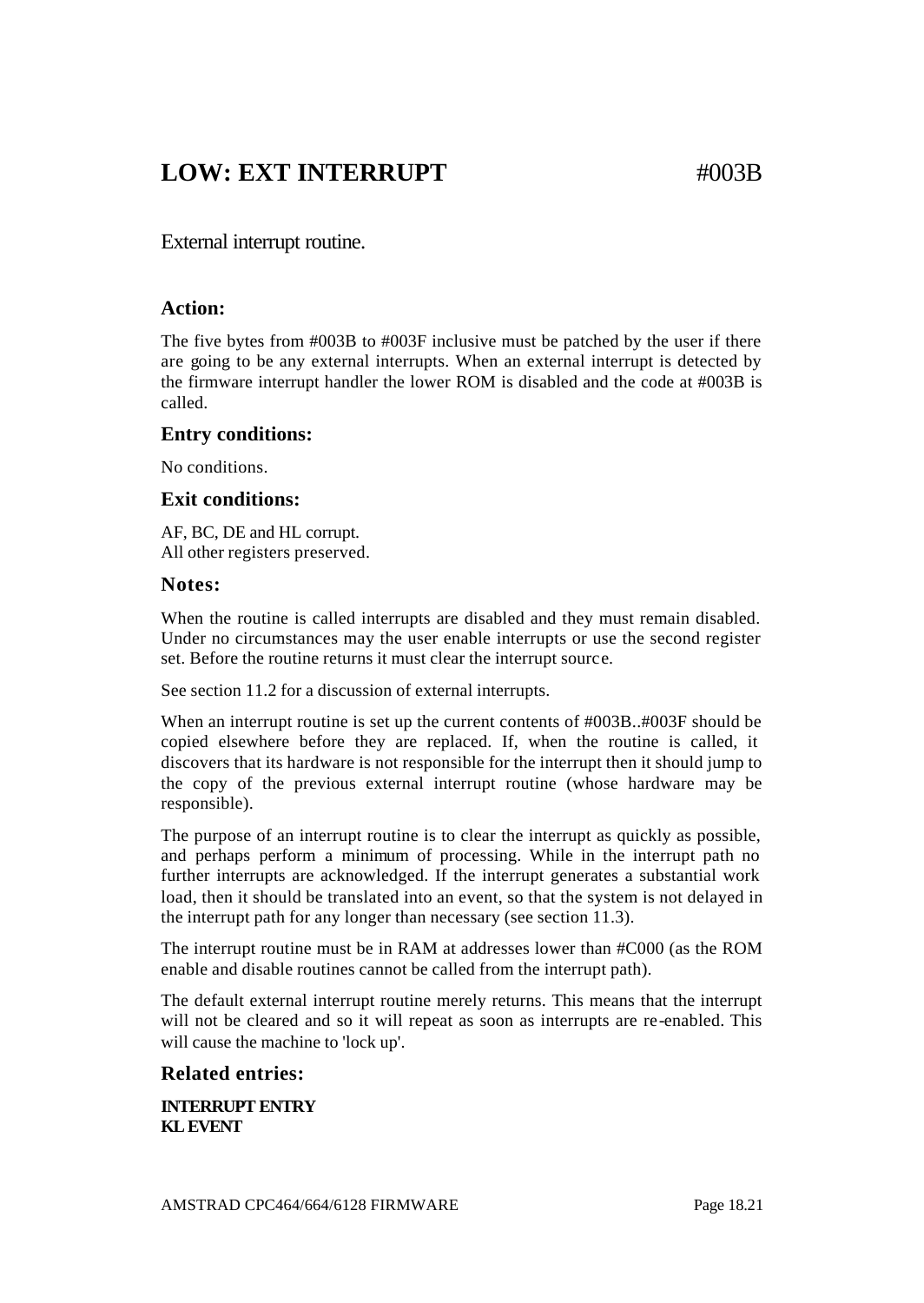# LOW: EXT INTERRUPT #003B

External interrupt routine.

### Action:

The five bytes from #003B to #003F inclusive must be patched by the user if there are going to be any external interrupts. When an external interrupt is detected by the firmware interrupt handler the lower ROM is disabled and the code at #003B is called.

### Entry conditions:

No conditions.

### Exit conditions:

AF, BC, DE and HL corrupt.
All other registers preserved.

### Notes:

When the routine is called interrupts are disabled and they must remain disabled. Under no circumstances may the user enable interrupts or use the second register set. Before the routine returns it must clear the interrupt source.

See section 11.2 for a discussion of external interrupts.

When an interrupt routine is set up the current contents of #003B..#003F should be copied elsewhere before they are replaced. If, when the routine is called, it discovers that its hardware is not responsible for the interrupt then it should jump to the copy of the previous external interrupt routine (whose hardware may be responsible).

The purpose of an interrupt routine is to clear the interrupt as quickly as possible, and perhaps perform a minimum of processing. While in the interrupt path no further interrupts are acknowledged. If the interrupt generates a substantial work load, then it should be translated into an event, so that the system is not delayed in the interrupt path for any longer than necessary (see section 11.3).

The interrupt routine must be in RAM at addresses lower than #C000 (as the ROM enable and disable routines cannot be called from the interrupt path).

The default external interrupt routine merely returns. This means that the interrupt will not be cleared and so it will repeat as soon as interrupts are re-enabled. This will cause the machine to 'lock up'.

### Related entries:

**INTERRUPT ENTRY**
**KL EVENT**